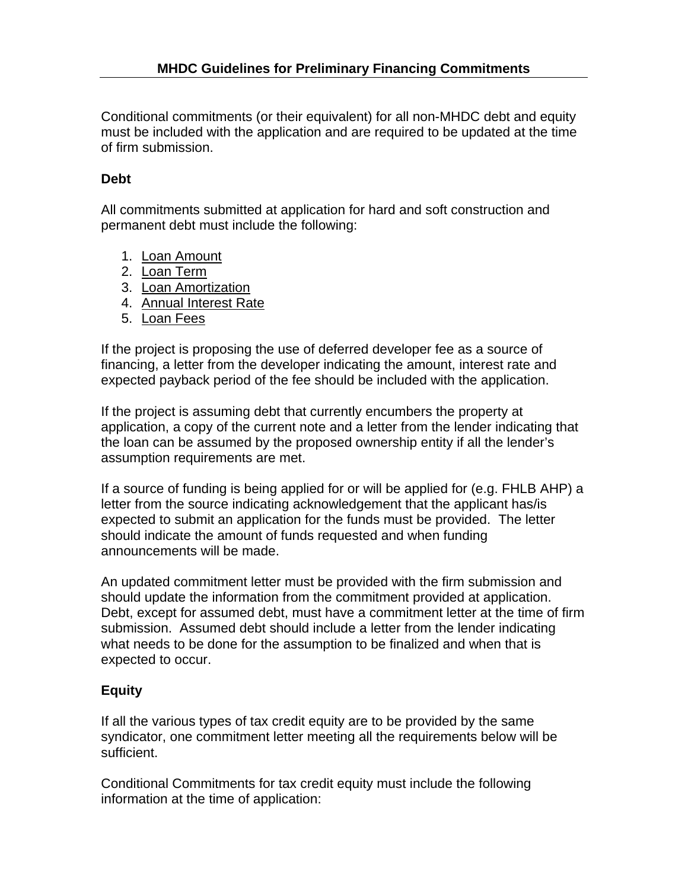# MHDC Guidelines for Preliminary Financing Commitments

Conditional commitments (or their equivalent) for all non-MHDC debt and equity must be included with the application and are required to be updated at the time of firm submission.

**Debt**

All commitments submitted at application for hard and soft construction and permanent debt must include the following:

1. <u>Loan Amount</u>
2. <u>Loan Term</u>
3. <u>Loan Amortization</u>
4. <u>Annual Interest Rate</u>
5. <u>Loan Fees</u>

If the project is proposing the use of deferred developer fee as a source of financing, a letter from the developer indicating the amount, interest rate and expected payback period of the fee should be included with the application.

If the project is assuming debt that currently encumbers the property at application, a copy of the current note and a letter from the lender indicating that the loan can be assumed by the proposed ownership entity if all the lender's assumption requirements are met.

If a source of funding is being applied for or will be applied for (e.g. FHLB AHP) a letter from the source indicating acknowledgement that the applicant has/is expected to submit an application for the funds must be provided. The letter should indicate the amount of funds requested and when funding announcements will be made.

An updated commitment letter must be provided with the firm submission and should update the information from the commitment provided at application. Debt, except for assumed debt, must have a commitment letter at the time of firm submission. Assumed debt should include a letter from the lender indicating what needs to be done for the assumption to be finalized and when that is expected to occur.

**Equity**

If all the various types of tax credit equity are to be provided by the same syndicator, one commitment letter meeting all the requirements below will be sufficient.

Conditional Commitments for tax credit equity must include the following information at the time of application: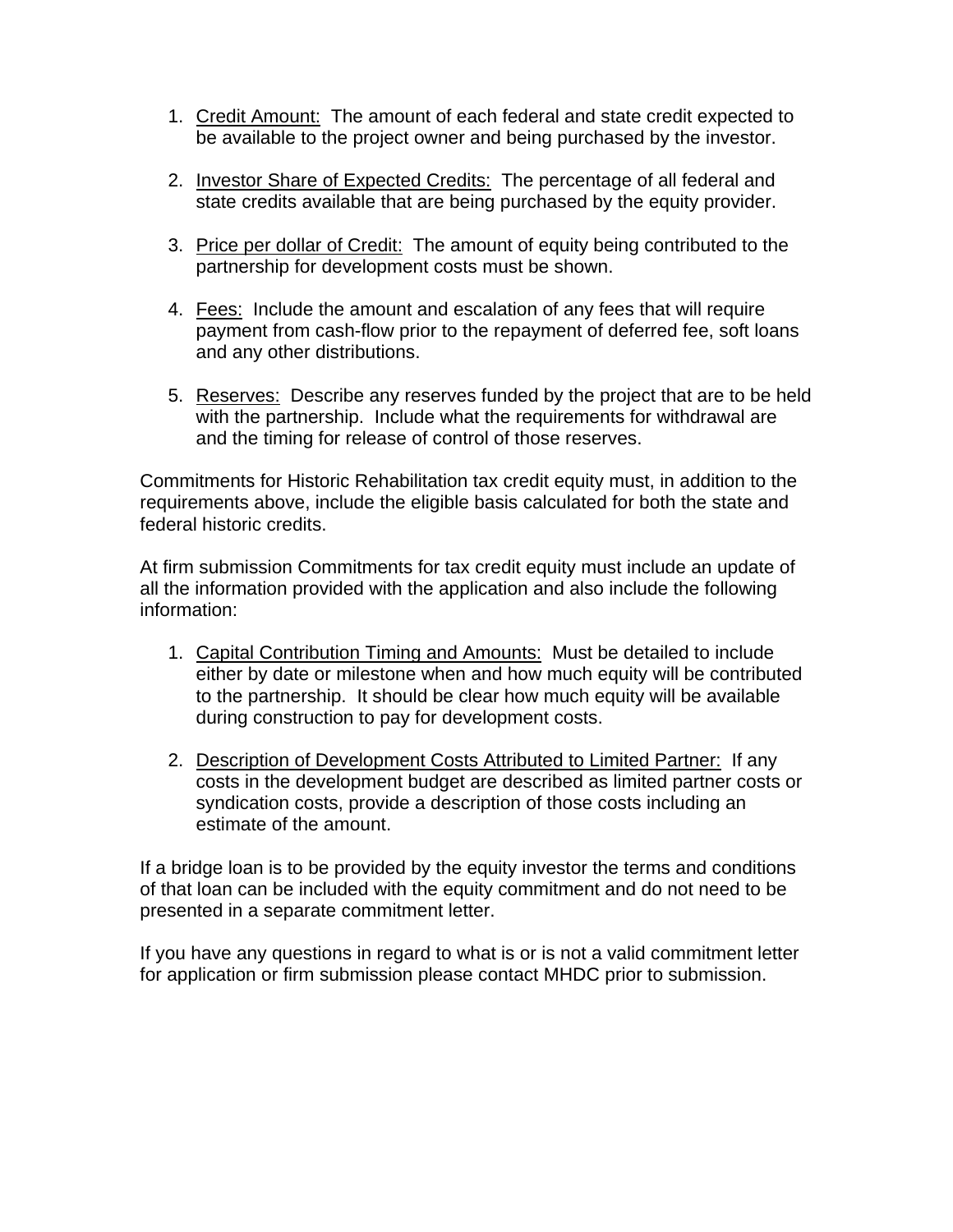1. Credit Amount: The amount of each federal and state credit expected to be available to the project owner and being purchased by the investor.

2. Investor Share of Expected Credits: The percentage of all federal and state credits available that are being purchased by the equity provider.

3. Price per dollar of Credit: The amount of equity being contributed to the partnership for development costs must be shown.

4. Fees: Include the amount and escalation of any fees that will require payment from cash-flow prior to the repayment of deferred fee, soft loans and any other distributions.

5. Reserves: Describe any reserves funded by the project that are to be held with the partnership. Include what the requirements for withdrawal are and the timing for release of control of those reserves.

Commitments for Historic Rehabilitation tax credit equity must, in addition to the requirements above, include the eligible basis calculated for both the state and federal historic credits.

At firm submission Commitments for tax credit equity must include an update of all the information provided with the application and also include the following information:

1. Capital Contribution Timing and Amounts: Must be detailed to include either by date or milestone when and how much equity will be contributed to the partnership. It should be clear how much equity will be available during construction to pay for development costs.

2. Description of Development Costs Attributed to Limited Partner: If any costs in the development budget are described as limited partner costs or syndication costs, provide a description of those costs including an estimate of the amount.

If a bridge loan is to be provided by the equity investor the terms and conditions of that loan can be included with the equity commitment and do not need to be presented in a separate commitment letter.

If you have any questions in regard to what is or is not a valid commitment letter for application or firm submission please contact MHDC prior to submission.